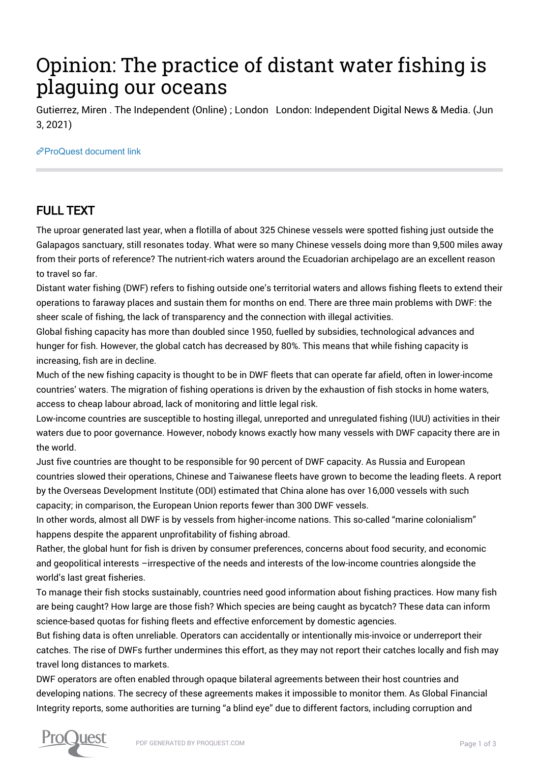# Opinion: The practice of distant water fishing is plaguing our oceans

Gutierrez, Miren . The Independent (Online) ; London   London: Independent Digital News & Media. (Jun 3, 2021)

ProQuest document link

## FULL TEXT

The uproar generated last year, when a flotilla of about 325 Chinese vessels were spotted fishing just outside the Galapagos sanctuary, still resonates today. What were so many Chinese vessels doing more than 9,500 miles away from their ports of reference? The nutrient-rich waters around the Ecuadorian archipelago are an excellent reason to travel so far.

Distant water fishing (DWF) refers to fishing outside one's territorial waters and allows fishing fleets to extend their operations to faraway places and sustain them for months on end. There are three main problems with DWF: the sheer scale of fishing, the lack of transparency and the connection with illegal activities.

Global fishing capacity has more than doubled since 1950, fuelled by subsidies, technological advances and hunger for fish. However, the global catch has decreased by 80%. This means that while fishing capacity is increasing, fish are in decline.

Much of the new fishing capacity is thought to be in DWF fleets that can operate far afield, often in lower-income countries' waters. The migration of fishing operations is driven by the exhaustion of fish stocks in home waters, access to cheap labour abroad, lack of monitoring and little legal risk.

Low-income countries are susceptible to hosting illegal, unreported and unregulated fishing (IUU) activities in their waters due to poor governance. However, nobody knows exactly how many vessels with DWF capacity there are in the world.

Just five countries are thought to be responsible for 90 percent of DWF capacity. As Russia and European countries slowed their operations, Chinese and Taiwanese fleets have grown to become the leading fleets. A report by the Overseas Development Institute (ODI) estimated that China alone has over 16,000 vessels with such capacity; in comparison, the European Union reports fewer than 300 DWF vessels.

In other words, almost all DWF is by vessels from higher-income nations. This so-called "marine colonialism" happens despite the apparent unprofitability of fishing abroad.

Rather, the global hunt for fish is driven by consumer preferences, concerns about food security, and economic and geopolitical interests –irrespective of the needs and interests of the low-income countries alongside the world's last great fisheries.

To manage their fish stocks sustainably, countries need good information about fishing practices. How many fish are being caught? How large are those fish? Which species are being caught as bycatch? These data can inform science-based quotas for fishing fleets and effective enforcement by domestic agencies.

But fishing data is often unreliable. Operators can accidentally or intentionally mis-invoice or underreport their catches. The rise of DWFs further undermines this effort, as they may not report their catches locally and fish may travel long distances to markets.

DWF operators are often enabled through opaque bilateral agreements between their host countries and developing nations. The secrecy of these agreements makes it impossible to monitor them. As Global Financial Integrity reports, some authorities are turning "a blind eye" due to different factors, including corruption and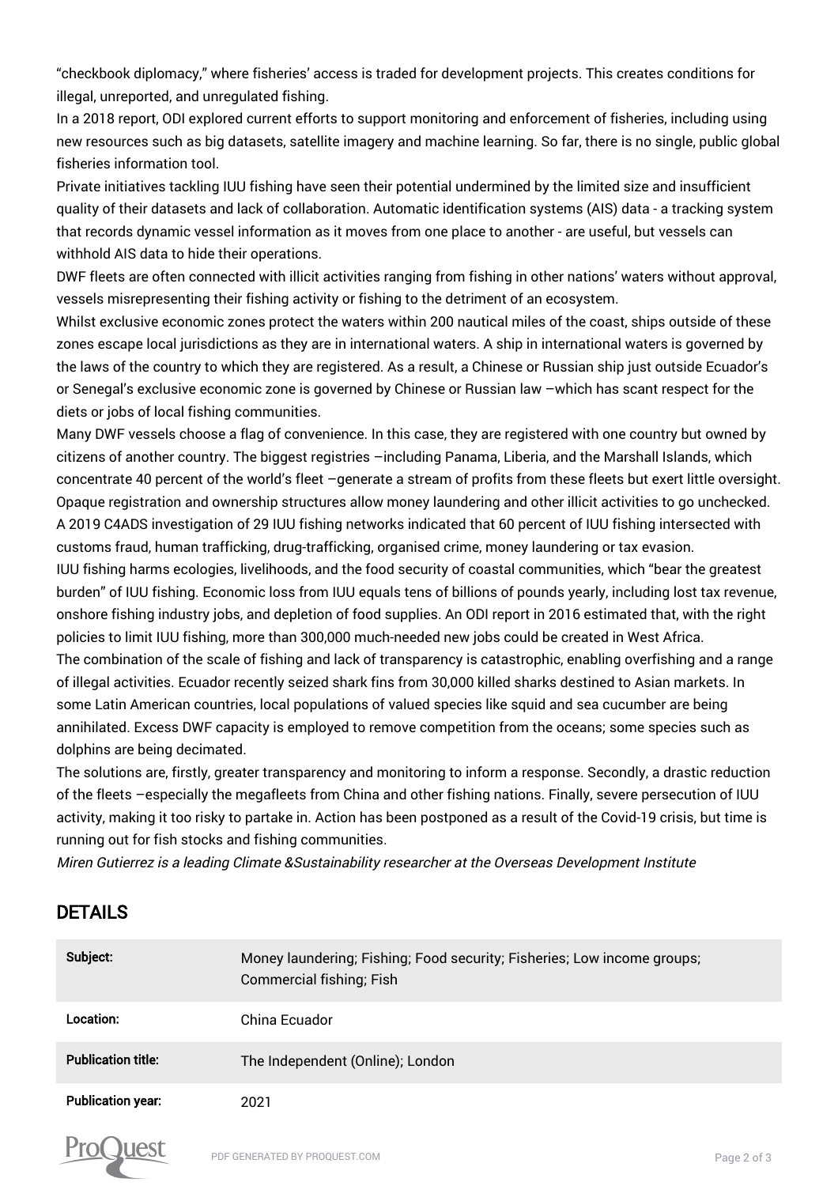"checkbook diplomacy," where fisheries' access is traded for development projects. This creates conditions for illegal, unreported, and unregulated fishing.

In a 2018 report, ODI explored current efforts to support monitoring and enforcement of fisheries, including using new resources such as big datasets, satellite imagery and machine learning. So far, there is no single, public global fisheries information tool.

Private initiatives tackling IUU fishing have seen their potential undermined by the limited size and insufficient quality of their datasets and lack of collaboration. Automatic identification systems (AIS) data - a tracking system that records dynamic vessel information as it moves from one place to another - are useful, but vessels can withhold AIS data to hide their operations.

DWF fleets are often connected with illicit activities ranging from fishing in other nations' waters without approval, vessels misrepresenting their fishing activity or fishing to the detriment of an ecosystem.

Whilst exclusive economic zones protect the waters within 200 nautical miles of the coast, ships outside of these zones escape local jurisdictions as they are in international waters. A ship in international waters is governed by the laws of the country to which they are registered. As a result, a Chinese or Russian ship just outside Ecuador's or Senegal's exclusive economic zone is governed by Chinese or Russian law –which has scant respect for the diets or jobs of local fishing communities.

Many DWF vessels choose a flag of convenience. In this case, they are registered with one country but owned by citizens of another country. The biggest registries –including Panama, Liberia, and the Marshall Islands, which concentrate 40 percent of the world's fleet –generate a stream of profits from these fleets but exert little oversight. Opaque registration and ownership structures allow money laundering and other illicit activities to go unchecked.

A 2019 C4ADS investigation of 29 IUU fishing networks indicated that 60 percent of IUU fishing intersected with customs fraud, human trafficking, drug-trafficking, organised crime, money laundering or tax evasion.

IUU fishing harms ecologies, livelihoods, and the food security of coastal communities, which "bear the greatest burden" of IUU fishing. Economic loss from IUU equals tens of billions of pounds yearly, including lost tax revenue, onshore fishing industry jobs, and depletion of food supplies. An ODI report in 2016 estimated that, with the right policies to limit IUU fishing, more than 300,000 much-needed new jobs could be created in West Africa.

The combination of the scale of fishing and lack of transparency is catastrophic, enabling overfishing and a range of illegal activities. Ecuador recently seized shark fins from 30,000 killed sharks destined to Asian markets. In some Latin American countries, local populations of valued species like squid and sea cucumber are being annihilated. Excess DWF capacity is employed to remove competition from the oceans; some species such as dolphins are being decimated.

The solutions are, firstly, greater transparency and monitoring to inform a response. Secondly, a drastic reduction of the fleets –especially the megafleets from China and other fishing nations. Finally, severe persecution of IUU activity, making it too risky to partake in. Action has been postponed as a result of the Covid-19 crisis, but time is running out for fish stocks and fishing communities.

*Miren Gutierrez is a leading Climate &Sustainability researcher at the Overseas Development Institute*

## DETAILS

| | |
|---|---|
| **Subject:** | Money laundering; Fishing; Food security; Fisheries; Low income groups; Commercial fishing; Fish |
| **Location:** | China Ecuador |
| **Publication title:** | The Independent (Online); London |
| **Publication year:** | 2021 |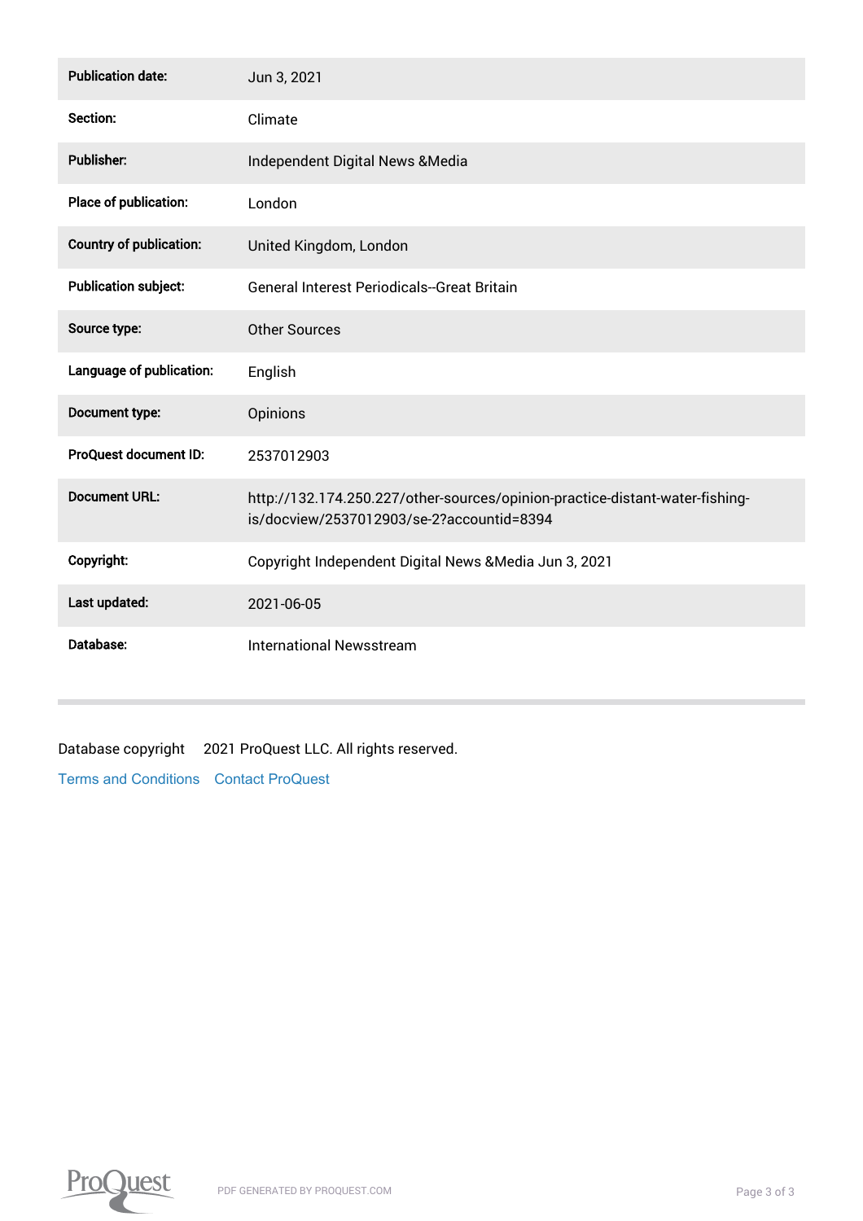| | |
|---|---|
| **Publication date:** | Jun 3, 2021 |
| **Section:** | Climate |
| **Publisher:** | Independent Digital News &Media |
| **Place of publication:** | London |
| **Country of publication:** | United Kingdom, London |
| **Publication subject:** | General Interest Periodicals--Great Britain |
| **Source type:** | Other Sources |
| **Language of publication:** | English |
| **Document type:** | Opinions |
| **ProQuest document ID:** | 2537012903 |
| **Document URL:** | http://132.174.250.227/other-sources/opinion-practice-distant-water-fishing-is/docview/2537012903/se-2?accountid=8394 |
| **Copyright:** | Copyright Independent Digital News &Media Jun 3, 2021 |
| **Last updated:** | 2021-06-05 |
| **Database:** | International Newsstream |

Database copyright 2021 ProQuest LLC. All rights reserved.

Terms and Conditions Contact ProQuest